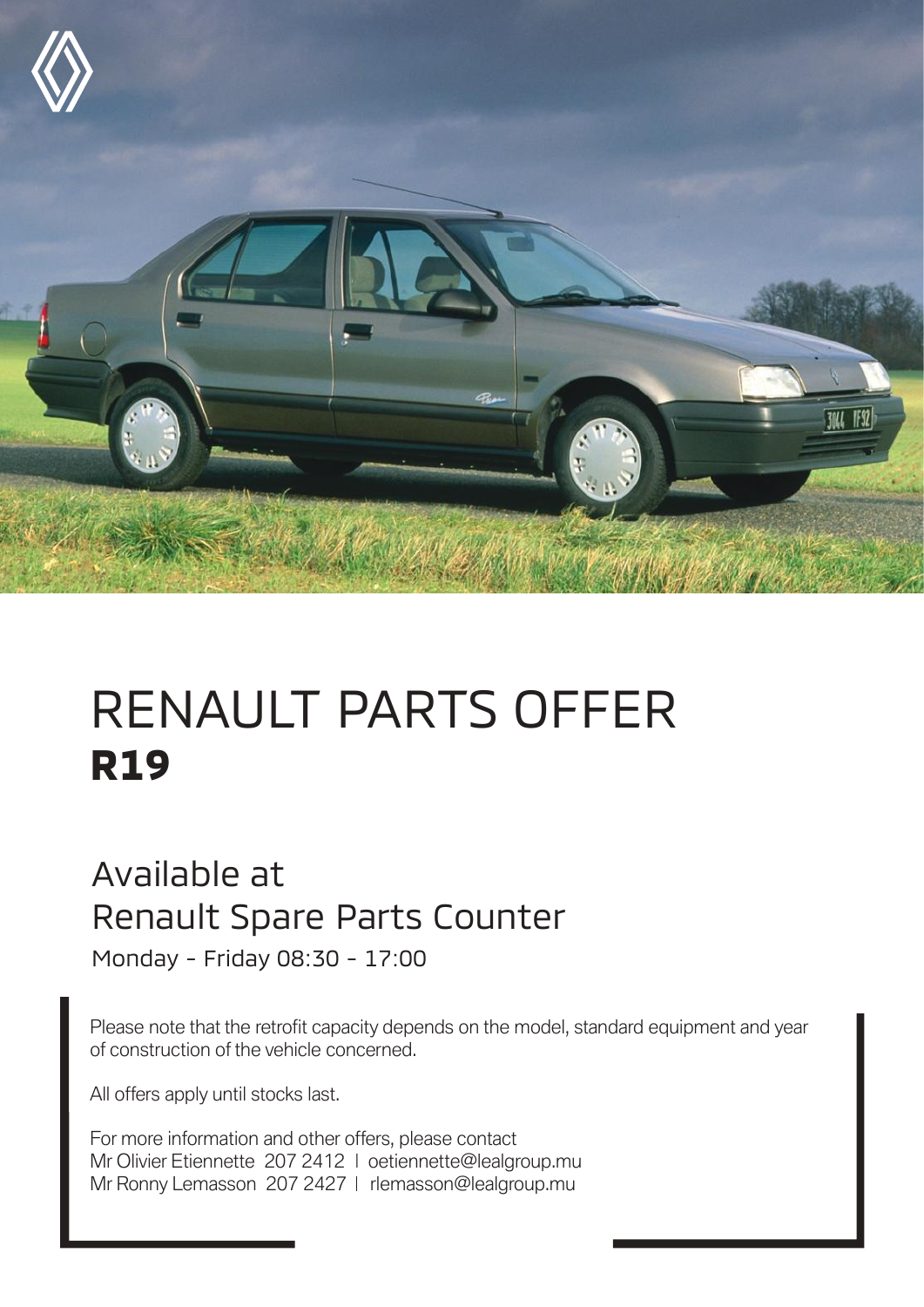# RENAULT PARTS OFFER

## **R19**

## Available at
## Renault Spare Parts Counter

Monday - Friday 08:30 - 17:00

Please note that the retrofit capacity depends on the model, standard equipment and year of construction of the vehicle concerned.

All offers apply until stocks last.

For more information and other offers, please contact
Mr Olivier Etiennette 207 2412 | oetiennette@lealgroup.mu
Mr Ronny Lemasson 207 2427 | rlemasson@lealgroup.mu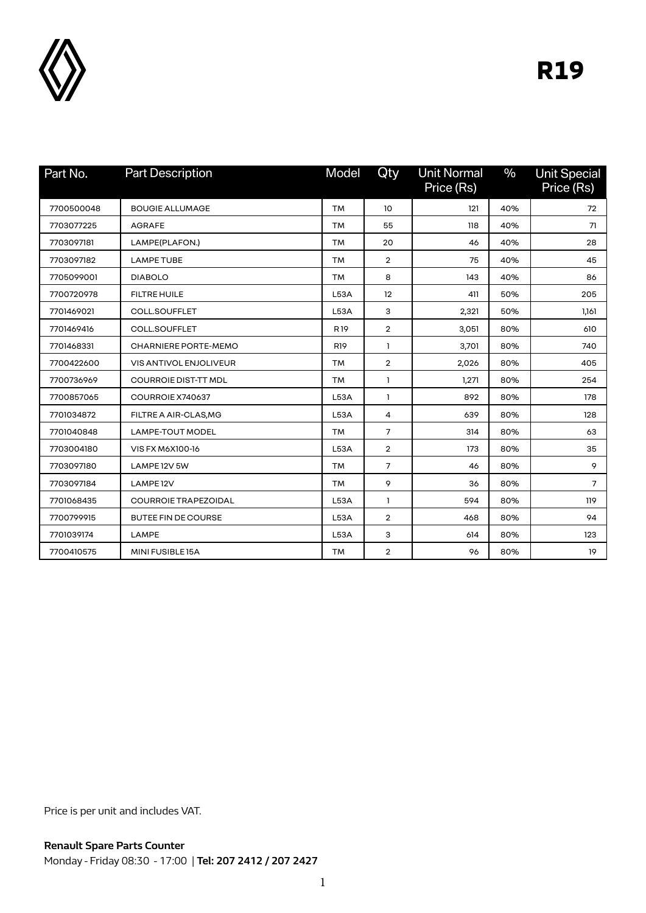# R19

| Part No. | Part Description | Model | Qty | Unit Normal Price (Rs) | % | Unit Special Price (Rs) |
|---|---|---|---|---|---|---|
| 7700500048 | BOUGIE ALLUMAGE | TM | 10 | 121 | 40% | 72 |
| 7703077225 | AGRAFE | TM | 55 | 118 | 40% | 71 |
| 7703097181 | LAMPE(PLAFON.) | TM | 20 | 46 | 40% | 28 |
| 7703097182 | LAMPE TUBE | TM | 2 | 75 | 40% | 45 |
| 7705099001 | DIABOLO | TM | 8 | 143 | 40% | 86 |
| 7700720978 | FILTRE HUILE | L53A | 12 | 411 | 50% | 205 |
| 7701469021 | COLL.SOUFFLET | L53A | 3 | 2,321 | 50% | 1,161 |
| 7701469416 | COLL.SOUFFLET | R19 | 2 | 3,051 | 80% | 610 |
| 7701468331 | CHARNIERE PORTE-MEMO | R19 | 1 | 3,701 | 80% | 740 |
| 7700422600 | VIS ANTIVOL ENJOLIVEUR | TM | 2 | 2,026 | 80% | 405 |
| 7700736969 | COURROIE DIST-TT MDL | TM | 1 | 1,271 | 80% | 254 |
| 7700857065 | COURROIE X740637 | L53A | 1 | 892 | 80% | 178 |
| 7701034872 | FILTRE A AIR-CLAS,MG | L53A | 4 | 639 | 80% | 128 |
| 7701040848 | LAMPE-TOUT MODEL | TM | 7 | 314 | 80% | 63 |
| 7703004180 | VIS FX M6X100-16 | L53A | 2 | 173 | 80% | 35 |
| 7703097180 | LAMPE 12V 5W | TM | 7 | 46 | 80% | 9 |
| 7703097184 | LAMPE 12V | TM | 9 | 36 | 80% | 7 |
| 7701068435 | COURROIE TRAPEZOIDAL | L53A | 1 | 594 | 80% | 119 |
| 7700799915 | BUTEE FIN DE COURSE | L53A | 2 | 468 | 80% | 94 |
| 7701039174 | LAMPE | L53A | 3 | 614 | 80% | 123 |
| 7700410575 | MINI FUSIBLE 15A | TM | 2 | 96 | 80% | 19 |

Price is per unit and includes VAT.

**Renault Spare Parts Counter**
Monday - Friday 08:30 - 17:00 | **Tel: 207 2412 / 207 2427**